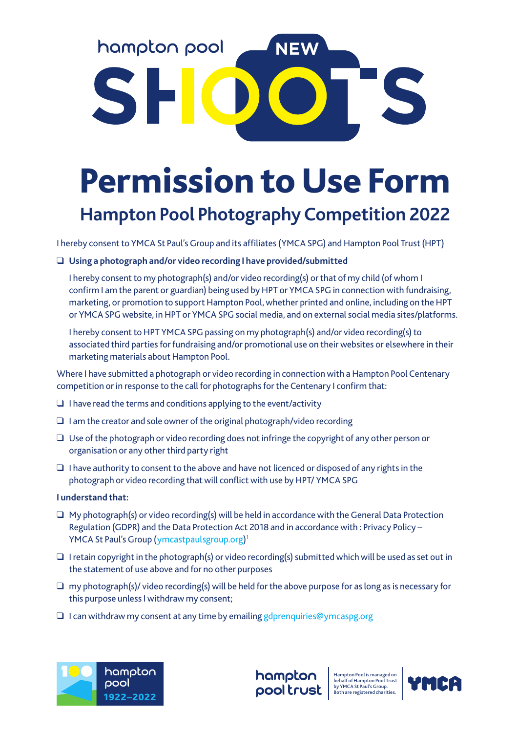hampton pool

NEW

SHOOTS

# Permission to Use Form

## Hampton Pool Photography Competition 2022

I hereby consent to YMCA St Paul's Group and its affiliates (YMCA SPG) and Hampton Pool Trust (HPT)

- ❑ **Using a photograph and/or video recording I have provided/submitted**

  I hereby consent to my photograph(s) and/or video recording(s) or that of my child (of whom I confirm I am the parent or guardian) being used by HPT or YMCA SPG in connection with fundraising, marketing, or promotion to support Hampton Pool, whether printed and online, including on the HPT or YMCA SPG website, in HPT or YMCA SPG social media, and on external social media sites/platforms.

  I hereby consent to HPT YMCA SPG passing on my photograph(s) and/or video recording(s) to associated third parties for fundraising and/or promotional use on their websites or elsewhere in their marketing materials about Hampton Pool.

Where I have submitted a photograph or video recording in connection with a Hampton Pool Centenary competition or in response to the call for photographs for the Centenary I confirm that:

- ❑ I have read the terms and conditions applying to the event/activity
- ❑ I am the creator and sole owner of the original photograph/video recording
- ❑ Use of the photograph or video recording does not infringe the copyright of any other person or organisation or any other third party right
- ❑ I have authority to consent to the above and have not licenced or disposed of any rights in the photograph or video recording that will conflict with use by HPT/ YMCA SPG

**I understand that:**

- ❑ My photograph(s) or video recording(s) will be held in accordance with the General Data Protection Regulation (GDPR) and the Data Protection Act 2018 and in accordance with : Privacy Policy – YMCA St Paul's Group (ymcastpaulsgroup.org)[1]
- ❑ I retain copyright in the photograph(s) or video recording(s) submitted which will be used as set out in the statement of use above and for no other purposes
- ❑ my photograph(s)/ video recording(s) will be held for the above purpose for as long as is necessary for this purpose unless I withdraw my consent;
- ❑ I can withdraw my consent at any time by emailing gdprenquiries@ymcaspg.org

100 hampton pool 1922–2022

hampton pool trust

Hampton Pool is managed on behalf of Hampton Pool Trust by YMCA St Paul's Group. Both are registered charities.

YMCA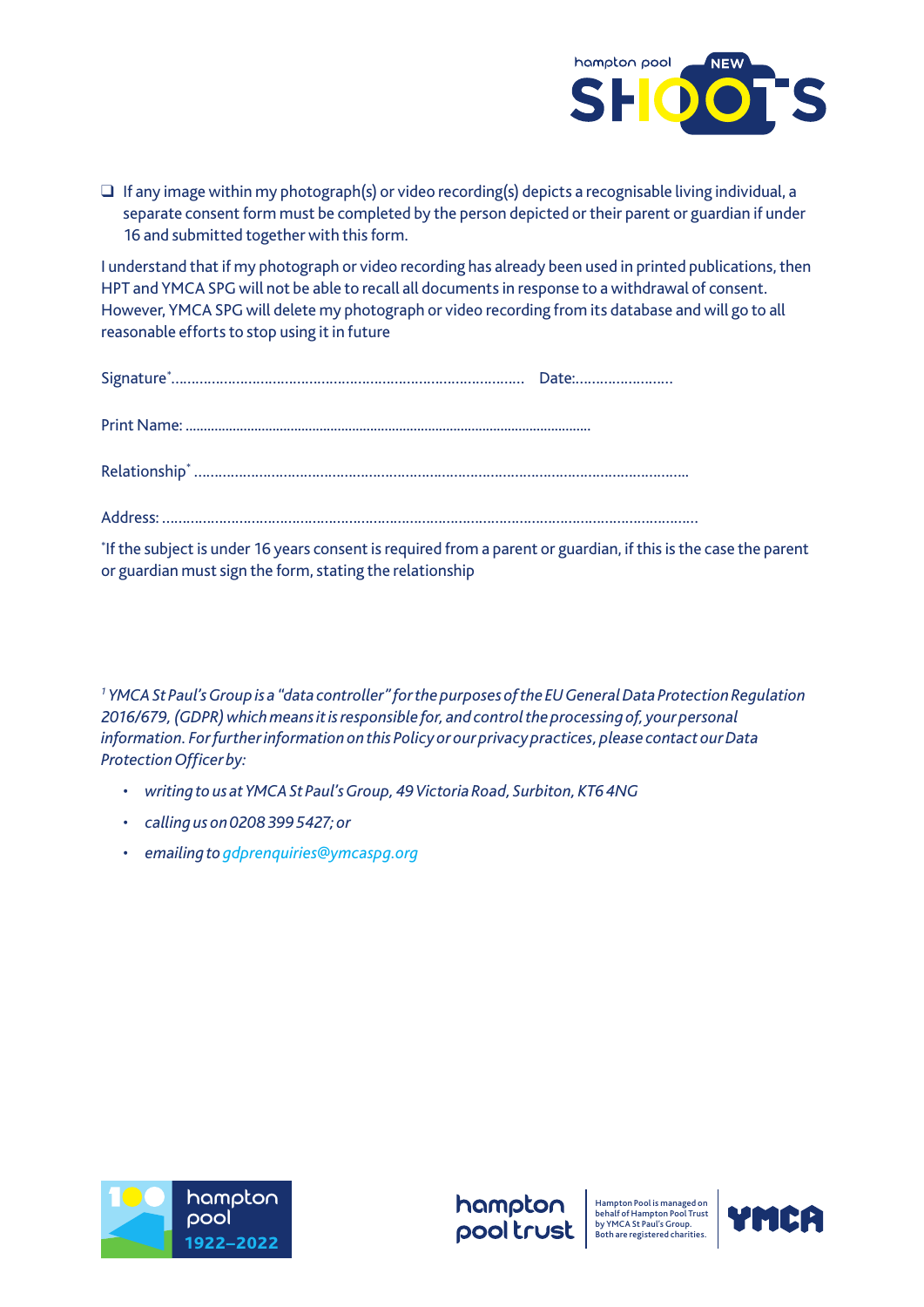- [ ] If any image within my photograph(s) or video recording(s) depicts a recognisable living individual, a separate consent form must be completed by the person depicted or their parent or guardian if under 16 and submitted together with this form.

I understand that if my photograph or video recording has already been used in printed publications, then HPT and YMCA SPG will not be able to recall all documents in response to a withdrawal of consent. However, YMCA SPG will delete my photograph or video recording from its database and will go to all reasonable efforts to stop using it in future

Signature*.................................................................................... Date:........................

Print Name: .............................................................................................................

Relationship* ..........................................................................................................

Address: ...................................................................................................................

*If the subject is under 16 years consent is required from a parent or guardian, if this is the case the parent or guardian must sign the form, stating the relationship

*[1] YMCA St Paul's Group is a "data controller" for the purposes of the EU General Data Protection Regulation 2016/679, (GDPR) which means it is responsible for, and control the processing of, your personal information. For further information on this Policy or our privacy practices, please contact our Data Protection Officer by:*

- *writing to us at YMCA St Paul's Group, 49 Victoria Road, Surbiton, KT6 4NG*
- *calling us on 0208 399 5427; or*
- *emailing to gdprenquiries@ymcaspg.org*

Hampton Pool is managed on behalf of Hampton Pool Trust by YMCA St Paul's Group. Both are registered charities.